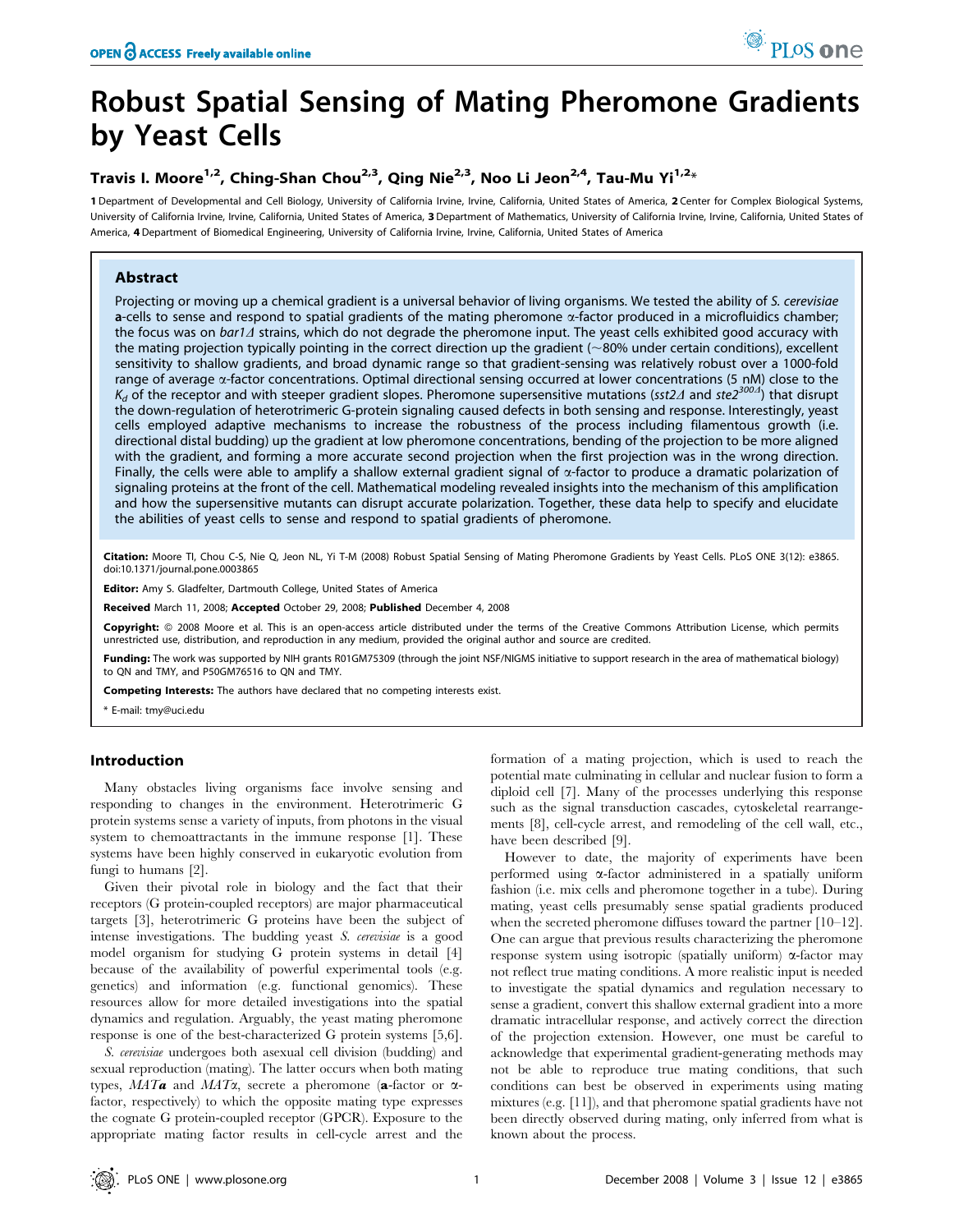# Robust Spatial Sensing of Mating Pheromone Gradients by Yeast Cells

**Travis I. Moore[1,2], Ching-Shan Chou[2,3], Qing Nie[2,3], Noo Li Jeon[2,4], Tau-Mu Yi[1,2]***

1 Department of Developmental and Cell Biology, University of California Irvine, Irvine, California, United States of America, 2 Center for Complex Biological Systems, University of California Irvine, Irvine, California, United States of America, 3 Department of Mathematics, University of California Irvine, Irvine, California, United States of America, 4 Department of Biomedical Engineering, University of California Irvine, Irvine, California, United States of America

## Abstract

Projecting or moving up a chemical gradient is a universal behavior of living organisms. We tested the ability of *S. cerevisiae* **a**-cells to sense and respond to spatial gradients of the mating pheromone α-factor produced in a microfluidics chamber; the focus was on *bar1Δ* strains, which do not degrade the pheromone input. The yeast cells exhibited good accuracy with the mating projection typically pointing in the correct direction up the gradient (~80% under certain conditions), excellent sensitivity to shallow gradients, and broad dynamic range so that gradient-sensing was relatively robust over a 1000-fold range of average α-factor concentrations. Optimal directional sensing occurred at lower concentrations (5 nM) close to the $K_d$ of the receptor and with steeper gradient slopes. Pheromone supersensitive mutations (*sst2Δ* and *ste2*$^{300Δ}$) that disrupt the down-regulation of heterotrimeric G-protein signaling caused defects in both sensing and response. Interestingly, yeast cells employed adaptive mechanisms to increase the robustness of the process including filamentous growth (i.e. directional distal budding) up the gradient at low pheromone concentrations, bending of the projection to be more aligned with the gradient, and forming a more accurate second projection when the first projection was in the wrong direction. Finally, the cells were able to amplify a shallow external gradient signal of α-factor to produce a dramatic polarization of signaling proteins at the front of the cell. Mathematical modeling revealed insights into the mechanism of this amplification and how the supersensitive mutants can disrupt accurate polarization. Together, these data help to specify and elucidate the abilities of yeast cells to sense and respond to spatial gradients of pheromone.

**Citation:** Moore TI, Chou C-S, Nie Q, Jeon NL, Yi T-M (2008) Robust Spatial Sensing of Mating Pheromone Gradients by Yeast Cells. PLoS ONE 3(12): e3865. doi:10.1371/journal.pone.0003865

**Editor:** Amy S. Gladfelter, Dartmouth College, United States of America

**Received** March 11, 2008; **Accepted** October 29, 2008; **Published** December 4, 2008

**Copyright:** © 2008 Moore et al. This is an open-access article distributed under the terms of the Creative Commons Attribution License, which permits unrestricted use, distribution, and reproduction in any medium, provided the original author and source are credited.

**Funding:** The work was supported by NIH grants R01GM75309 (through the joint NSF/NIGMS initiative to support research in the area of mathematical biology) to QN and TMY, and P50GM76516 to QN and TMY.

**Competing Interests:** The authors have declared that no competing interests exist.

\* E-mail: tmy@uci.edu

## Introduction

Many obstacles living organisms face involve sensing and responding to changes in the environment. Heterotrimeric G protein systems sense a variety of inputs, from photons in the visual system to chemoattractants in the immune response [1]. These systems have been highly conserved in eukaryotic evolution from fungi to humans [2].

Given their pivotal role in biology and the fact that their receptors (G protein-coupled receptors) are major pharmaceutical targets [3], heterotrimeric G proteins have been the subject of intense investigations. The budding yeast *S. cerevisiae* is a good model organism for studying G protein systems in detail [4] because of the availability of powerful experimental tools (e.g. genetics) and information (e.g. functional genomics). These resources allow for more detailed investigations into the spatial dynamics and regulation. Arguably, the yeast mating pheromone response is one of the best-characterized G protein systems [5,6].

*S. cerevisiae* undergoes both asexual cell division (budding) and sexual reproduction (mating). The latter occurs when both mating types, *MAT**a*** and *MATα*, secrete a pheromone (**a**-factor or α-factor, respectively) to which the opposite mating type expresses the cognate G protein-coupled receptor (GPCR). Exposure to the appropriate mating factor results in cell-cycle arrest and the formation of a mating projection, which is used to reach the potential mate culminating in cellular and nuclear fusion to form a diploid cell [7]. Many of the processes underlying this response such as the signal transduction cascades, cytoskeletal rearrangements [8], cell-cycle arrest, and remodeling of the cell wall, etc., have been described [9].

However to date, the majority of experiments have been performed using α-factor administered in a spatially uniform fashion (i.e. mix cells and pheromone together in a tube). During mating, yeast cells presumably sense spatial gradients produced when the secreted pheromone diffuses toward the partner [10–12]. One can argue that previous results characterizing the pheromone response system using isotropic (spatially uniform) α-factor may not reflect true mating conditions. A more realistic input is needed to investigate the spatial dynamics and regulation necessary to sense a gradient, convert this shallow external gradient into a more dramatic intracellular response, and actively correct the direction of the projection extension. However, one must be careful to acknowledge that experimental gradient-generating methods may not be able to reproduce true mating conditions, that such conditions can best be observed in experiments using mating mixtures (e.g. [11]), and that pheromone spatial gradients have not been directly observed during mating, only inferred from what is known about the process.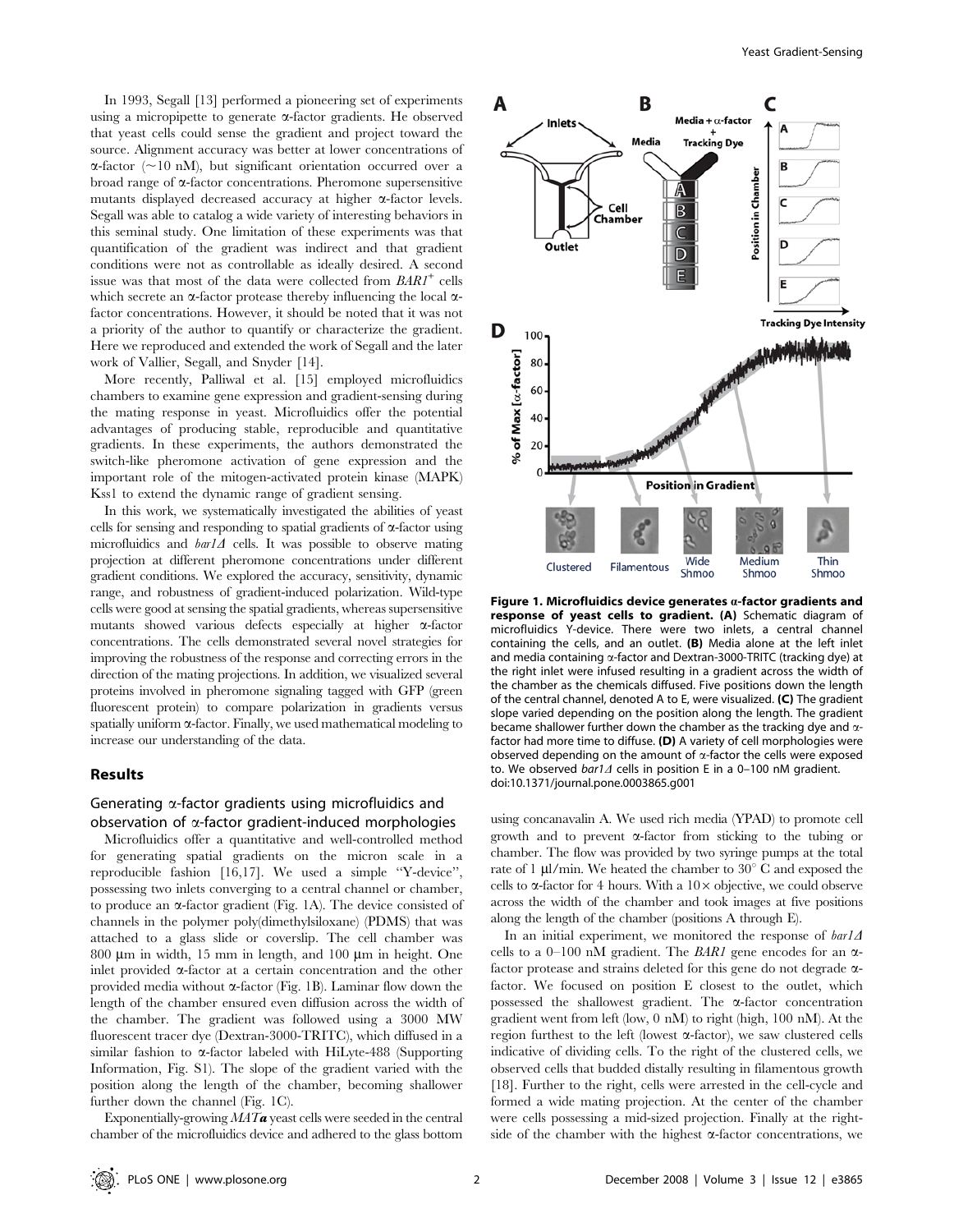In 1993, Segall [13] performed a pioneering set of experiments using a micropipette to generate α-factor gradients. He observed that yeast cells could sense the gradient and project toward the source. Alignment accuracy was better at lower concentrations of α-factor (~10 nM), but significant orientation occurred over a broad range of α-factor concentrations. Pheromone supersensitive mutants displayed decreased accuracy at higher α-factor levels. Segall was able to catalog a wide variety of interesting behaviors in this seminal study. One limitation of these experiments was that quantification of the gradient was indirect and that gradient conditions were not as controllable as ideally desired. A second issue was that most of the data were collected from *BAR1*$^+$ cells which secrete an α-factor protease thereby influencing the local α-factor concentrations. However, it should be noted that it was not a priority of the author to quantify or characterize the gradient. Here we reproduced and extended the work of Segall and the later work of Vallier, Segall, and Snyder [14].

More recently, Palliwal et al. [15] employed microfluidics chambers to examine gene expression and gradient-sensing during the mating response in yeast. Microfluidics offer the potential advantages of producing stable, reproducible and quantitative gradients. In these experiments, the authors demonstrated the switch-like pheromone activation of gene expression and the important role of the mitogen-activated protein kinase (MAPK) Kss1 to extend the dynamic range of gradient sensing.

In this work, we systematically investigated the abilities of yeast cells for sensing and responding to spatial gradients of α-factor using microfluidics and *bar1Δ* cells. It was possible to observe mating projection at different pheromone concentrations under different gradient conditions. We explored the accuracy, sensitivity, dynamic range, and robustness of gradient-induced polarization. Wild-type cells were good at sensing the spatial gradients, whereas supersensitive mutants showed various defects especially at higher α-factor concentrations. The cells demonstrated several novel strategies for improving the robustness of the response and correcting errors in the direction of the mating projections. In addition, we visualized several proteins involved in pheromone signaling tagged with GFP (green fluorescent protein) to compare polarization in gradients versus spatially uniform α-factor. Finally, we used mathematical modeling to increase our understanding of the data.

## Results

### Generating α-factor gradients using microfluidics and observation of α-factor gradient-induced morphologies

Microfluidics offer a quantitative and well-controlled method for generating spatial gradients on the micron scale in a reproducible fashion [16,17]. We used a simple "Y-device", possessing two inlets converging to a central channel or chamber, to produce an α-factor gradient (Fig. 1A). The device consisted of channels in the polymer poly(dimethylsiloxane) (PDMS) that was attached to a glass slide or coverslip. The cell chamber was 800 µm in width, 15 mm in length, and 100 µm in height. One inlet provided α-factor at a certain concentration and the other provided media without α-factor (Fig. 1B). Laminar flow down the length of the chamber ensured even diffusion across the width of the chamber. The gradient was followed using a 3000 MW fluorescent tracer dye (Dextran-3000-TRITC), which diffused in a similar fashion to α-factor labeled with HiLyte-488 (Supporting Information, Fig. S1). The slope of the gradient varied with the position along the length of the chamber, becoming shallower further down the channel (Fig. 1C).

Exponentially-growing *MAT**a*** yeast cells were seeded in the central chamber of the microfluidics device and adhered to the glass bottom using concanavalin A. We used rich media (YPAD) to promote cell growth and to prevent α-factor from sticking to the tubing or chamber. The flow was provided by two syringe pumps at the total rate of 1 µl/min. We heated the chamber to 30° C and exposed the cells to α-factor for 4 hours. With a 10× objective, we could observe across the width of the chamber and took images at five positions along the length of the chamber (positions A through E).

**Figure 1. Microfluidics device generates α-factor gradients and response of yeast cells to gradient. (A)** Schematic diagram of microfluidics Y-device. There were two inlets, a central channel containing the cells, and an outlet. **(B)** Media alone at the left inlet and media containing α-factor and Dextran-3000-TRITC (tracking dye) at the right inlet were infused resulting in a gradient across the width of the chamber as the chemicals diffused. Five positions down the length of the central channel, denoted A to E, were visualized. **(C)** The gradient slope varied depending on the position along the length. The gradient became shallower further down the chamber as the tracking dye and α-factor had more time to diffuse. **(D)** A variety of cell morphologies were observed depending on the amount of α-factor the cells were exposed to. We observed *bar1Δ* cells in position E in a 0–100 nM gradient.
doi:10.1371/journal.pone.0003865.g001

In an initial experiment, we monitored the response of *bar1Δ* cells to a 0–100 nM gradient. The *BAR1* gene encodes for an α-factor protease and strains deleted for this gene do not degrade α-factor. We focused on position E closest to the outlet, which possessed the shallowest gradient. The α-factor concentration gradient went from left (low, 0 nM) to right (high, 100 nM). At the region furthest to the left (lowest α-factor), we saw clustered cells indicative of dividing cells. To the right of the clustered cells, we observed cells that budded distally resulting in filamentous growth [18]. Further to the right, cells were arrested in the cell-cycle and formed a wide mating projection. At the center of the chamber were cells possessing a mid-sized projection. Finally at the right-side of the chamber with the highest α-factor concentrations, we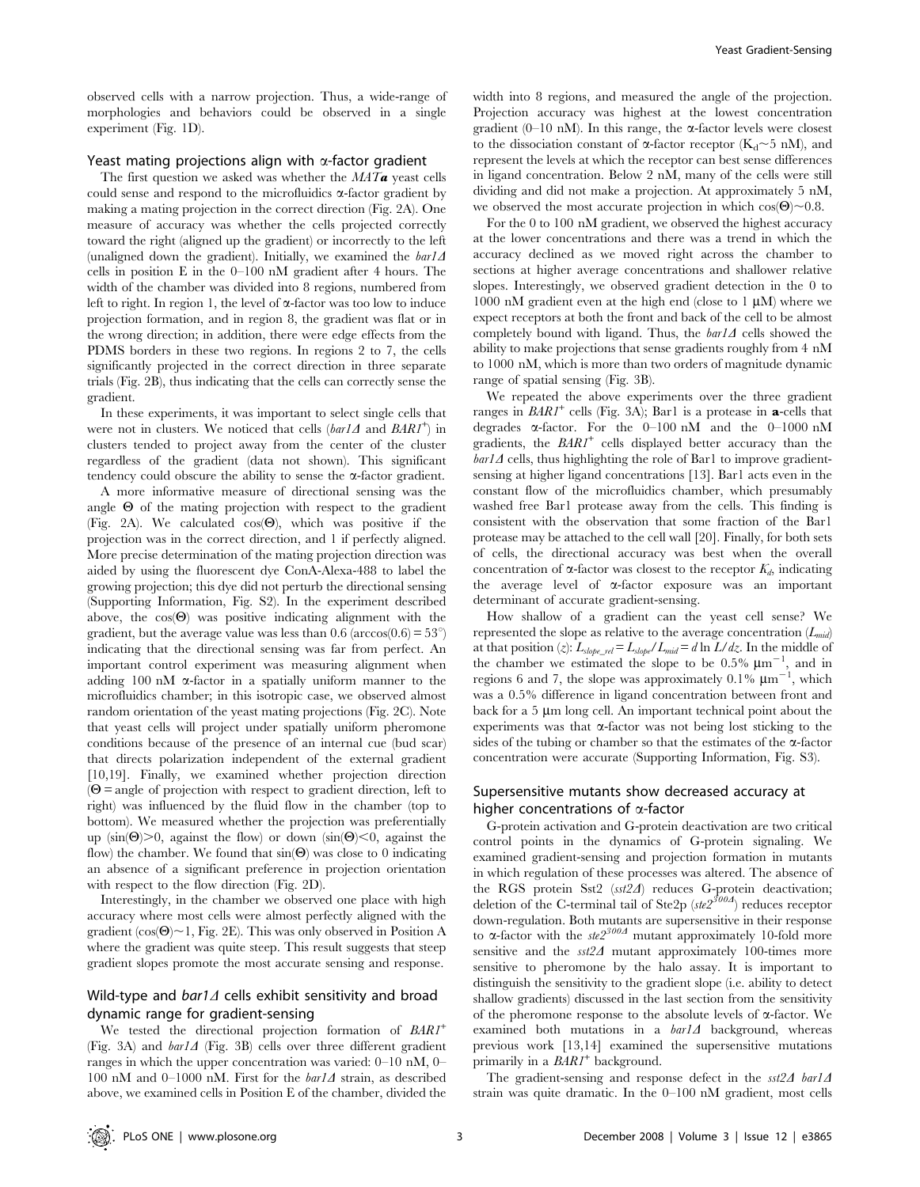observed cells with a narrow projection. Thus, a wide-range of morphologies and behaviors could be observed in a single experiment (Fig. 1D).

### Yeast mating projections align with α-factor gradient

The first question we asked was whether the *MAT**a*** yeast cells could sense and respond to the microfluidics α-factor gradient by making a mating projection in the correct direction (Fig. 2A). One measure of accuracy was whether the cells projected correctly toward the right (aligned up the gradient) or incorrectly to the left (unaligned down the gradient). Initially, we examined the *bar1Δ* cells in position E in the 0–100 nM gradient after 4 hours. The width of the chamber was divided into 8 regions, numbered from left to right. In region 1, the level of α-factor was too low to induce projection formation, and in region 8, the gradient was flat or in the wrong direction; in addition, there were edge effects from the PDMS borders in these two regions. In regions 2 to 7, the cells significantly projected in the correct direction in three separate trials (Fig. 2B), thus indicating that the cells can correctly sense the gradient.

In these experiments, it was important to select single cells that were not in clusters. We noticed that cells (*bar1Δ* and *BAR1*$^+$) in clusters tended to project away from the center of the cluster regardless of the gradient (data not shown). This significant tendency could obscure the ability to sense the α-factor gradient.

A more informative measure of directional sensing was the angle Θ of the mating projection with respect to the gradient (Fig. 2A). We calculated cos(Θ), which was positive if the projection was in the correct direction, and 1 if perfectly aligned. More precise determination of the mating projection direction was aided by using the fluorescent dye ConA-Alexa-488 to label the growing projection; this dye did not perturb the directional sensing (Supporting Information, Fig. S2). In the experiment described above, the cos(Θ) was positive indicating alignment with the gradient, but the average value was less than 0.6 (arccos(0.6) = 53°) indicating that the directional sensing was far from perfect. An important control experiment was measuring alignment when adding 100 nM α-factor in a spatially uniform manner to the microfluidics chamber; in this isotropic case, we observed almost random orientation of the yeast mating projections (Fig. 2C). Note that yeast cells will project under spatially uniform pheromone conditions because of the presence of an internal cue (bud scar) that directs polarization independent of the external gradient [10,19]. Finally, we examined whether projection direction (Θ = angle of projection with respect to gradient direction, left to right) was influenced by the fluid flow in the chamber (top to bottom). We measured whether the projection was preferentially up (sin(Θ)>0, against the flow) or down (sin(Θ)<0, against the flow) the chamber. We found that sin(Θ) was close to 0 indicating an absence of a significant preference in projection orientation with respect to the flow direction (Fig. 2D).

Interestingly, in the chamber we observed one place with high accuracy where most cells were almost perfectly aligned with the gradient (cos(Θ)~1, Fig. 2E). This was only observed in Position A where the gradient was quite steep. This result suggests that steep gradient slopes promote the most accurate sensing and response.

### Wild-type and *bar1Δ* cells exhibit sensitivity and broad dynamic range for gradient-sensing

We tested the directional projection formation of *BAR1*$^+$ (Fig. 3A) and *bar1Δ* (Fig. 3B) cells over three different gradient ranges in which the upper concentration was varied: 0–10 nM, 0–100 nM and 0–1000 nM. First for the *bar1Δ* strain, as described above, we examined cells in Position E of the chamber, divided the width into 8 regions, and measured the angle of the projection. Projection accuracy was highest at the lowest concentration gradient (0–10 nM). In this range, the α-factor levels were closest to the dissociation constant of α-factor receptor ($K_d$~5 nM), and represent the levels at which the receptor can best sense differences in ligand concentration. Below 2 nM, many of the cells were still dividing and did not make a projection. At approximately 5 nM, we observed the most accurate projection in which cos(Θ)~0.8.

For the 0 to 100 nM gradient, we observed the highest accuracy at the lower concentrations and there was a trend in which the accuracy declined as we moved right across the chamber to sections at higher average concentrations and shallower relative slopes. Interestingly, we observed gradient detection in the 0 to 1000 nM gradient even at the high end (close to 1 μM) where we expect receptors at both the front and back of the cell to be almost completely bound with ligand. Thus, the *bar1Δ* cells showed the ability to make projections that sense gradients roughly from 4 nM to 1000 nM, which is more than two orders of magnitude dynamic range of spatial sensing (Fig. 3B).

We repeated the above experiments over the three gradient ranges in *BAR1*$^+$ cells (Fig. 3A); Bar1 is a protease in **a**-cells that degrades α-factor. For the 0–100 nM and the 0–1000 nM gradients, the *BAR1*$^+$ cells displayed better accuracy than the *bar1Δ* cells, thus highlighting the role of Bar1 to improve gradient-sensing at higher ligand concentrations [13]. Bar1 acts even in the constant flow of the microfluidics chamber, which presumably washed free Bar1 protease away from the cells. This finding is consistent with the observation that some fraction of the Bar1 protease may be attached to the cell wall [20]. Finally, for both sets of cells, the directional accuracy was best when the overall concentration of α-factor was closest to the receptor $K_d$, indicating the average level of α-factor exposure was an important determinant of accurate gradient-sensing.

How shallow of a gradient can the yeast cell sense? We represented the slope as relative to the average concentration ($L_{mid}$) at that position ($z$): $L_{slope\_rel} = L_{slope}/L_{mid} = d\ln L/dz$. In the middle of the chamber we estimated the slope to be 0.5% μm$^{-1}$, and in regions 6 and 7, the slope was approximately 0.1% μm$^{-1}$, which was a 0.5% difference in ligand concentration between front and back for a 5 μm long cell. An important technical point about the experiments was that α-factor was not being lost sticking to the sides of the tubing or chamber so that the estimates of the α-factor concentration were accurate (Supporting Information, Fig. S3).

### Supersensitive mutants show decreased accuracy at higher concentrations of α-factor

G-protein activation and G-protein deactivation are two critical control points in the dynamics of G-protein signaling. We examined gradient-sensing and projection formation in mutants in which regulation of these processes was altered. The absence of the RGS protein Sst2 (*sst2Δ*) reduces G-protein deactivation; deletion of the C-terminal tail of Ste2p (*ste2*$^{300Δ}$) reduces receptor down-regulation. Both mutants are supersensitive in their response to α-factor with the *ste2*$^{300Δ}$ mutant approximately 10-fold more sensitive and the *sst2Δ* mutant approximately 100-times more sensitive to pheromone by the halo assay. It is important to distinguish the sensitivity to the gradient slope (i.e. ability to detect shallow gradients) discussed in the last section from the sensitivity of the pheromone response to the absolute levels of α-factor. We examined both mutations in a *bar1Δ* background, whereas previous work [13,14] examined the supersensitive mutations primarily in a *BAR1*$^+$ background.

The gradient-sensing and response defect in the *sst2Δ bar1Δ* strain was quite dramatic. In the 0–100 nM gradient, most cells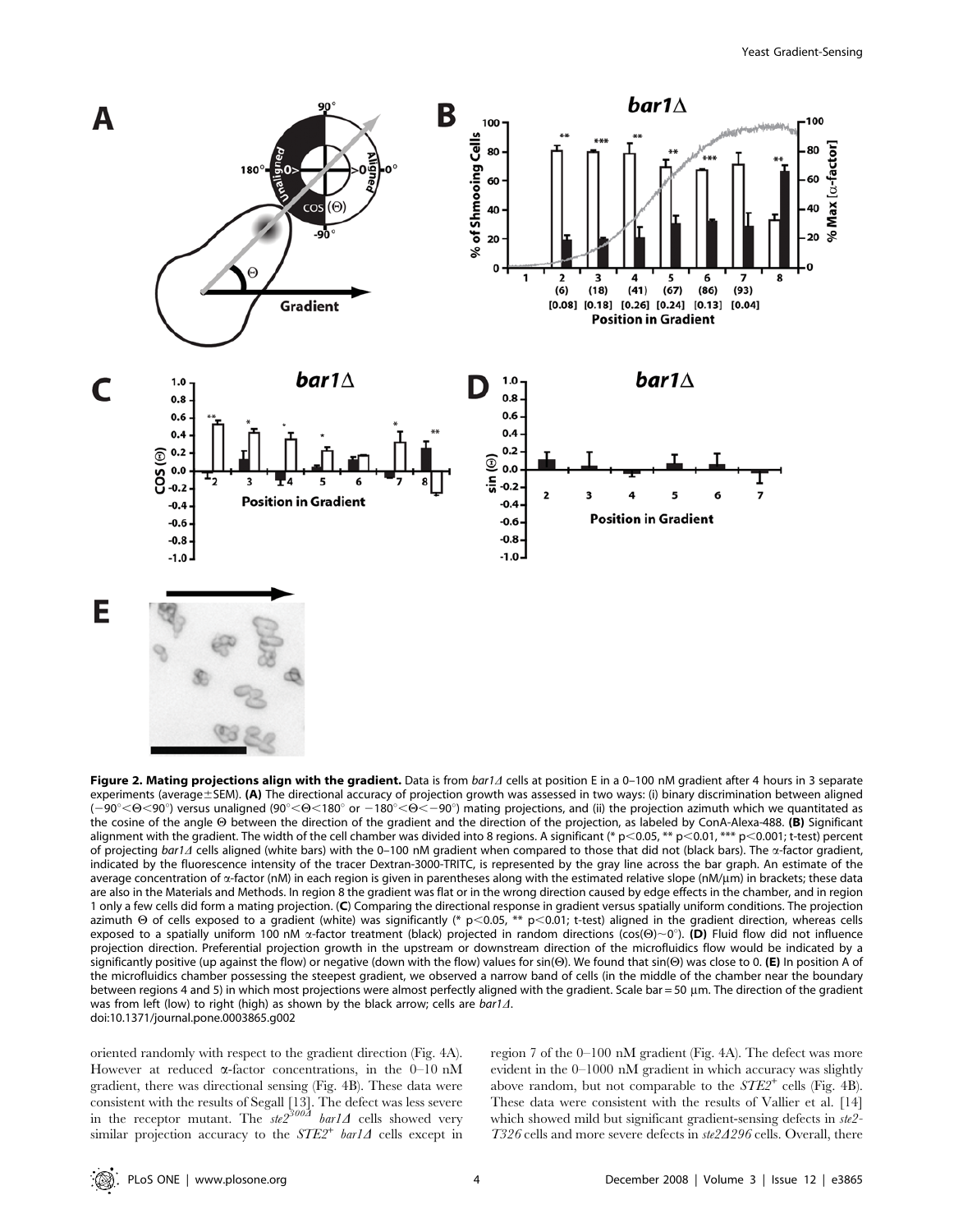**Figure 2. Mating projections align with the gradient.** Data is from *bar1Δ* cells at position E in a 0–100 nM gradient after 4 hours in 3 separate experiments (average±SEM). **(A)** The directional accuracy of projection growth was assessed in two ways: (i) binary discrimination between aligned (−90°<Θ<90°) versus unaligned (90°<Θ<180° or −180°<Θ<−90°) mating projections, and (ii) the projection azimuth which we quantitated as the cosine of the angle Θ between the direction of the gradient and the direction of the projection, as labeled by ConA-Alexa-488. **(B)** Significant alignment with the gradient. The width of the cell chamber was divided into 8 regions. A significant (* p<0.05, ** p<0.01, *** p<0.001; t-test) percent of projecting *bar1Δ* cells aligned (white bars) with the 0–100 nM gradient when compared to those that did not (black bars). The α-factor gradient, indicated by the fluorescence intensity of the tracer Dextran-3000-TRITC, is represented by the gray line across the bar graph. An estimate of the average concentration of α-factor (nM) in each region is given in parentheses along with the estimated relative slope (nM/μm) in brackets; these data are also in the Materials and Methods. In region 8 the gradient was flat or in the wrong direction caused by edge effects in the chamber, and in region 1 only a few cells did form a mating projection. (**C**) Comparing the directional response in gradient versus spatially uniform conditions. The projection azimuth Θ of cells exposed to a gradient (white) was significantly (* p<0.05, ** p<0.01; t-test) aligned in the gradient direction, whereas cells exposed to a spatially uniform 100 nM α-factor treatment (black) projected in random directions (cos(Θ)~0°). **(D)** Fluid flow did not influence projection direction. Preferential projection growth in the upstream or downstream direction of the microfluidics flow would be indicated by a significantly positive (up against the flow) or negative (down with the flow) values for sin(Θ). We found that sin(Θ) was close to 0. **(E)** In position A of the microfluidics chamber possessing the steepest gradient, we observed a narrow band of cells (in the middle of the chamber near the boundary between regions 4 and 5) in which most projections were almost perfectly aligned with the gradient. Scale bar = 50 μm. The direction of the gradient was from left (low) to right (high) as shown by the black arrow; cells are *bar1Δ*.
doi:10.1371/journal.pone.0003865.g002

oriented randomly with respect to the gradient direction (Fig. 4A). However at reduced α-factor concentrations, in the 0–10 nM gradient, there was directional sensing (Fig. 4B). These data were consistent with the results of Segall [13]. The defect was less severe in the receptor mutant. The *ste2*$^{300\Delta}$ *bar1Δ* cells showed very similar projection accuracy to the *STE2*$^{+}$ *bar1Δ* cells except in region 7 of the 0–100 nM gradient (Fig. 4A). The defect was more evident in the 0–1000 nM gradient in which accuracy was slightly above random, but not comparable to the *STE2*$^{+}$ cells (Fig. 4B). These data were consistent with the results of Vallier et al. [14] which showed mild but significant gradient-sensing defects in *ste2-T326* cells and more severe defects in *ste2Δ296* cells. Overall, there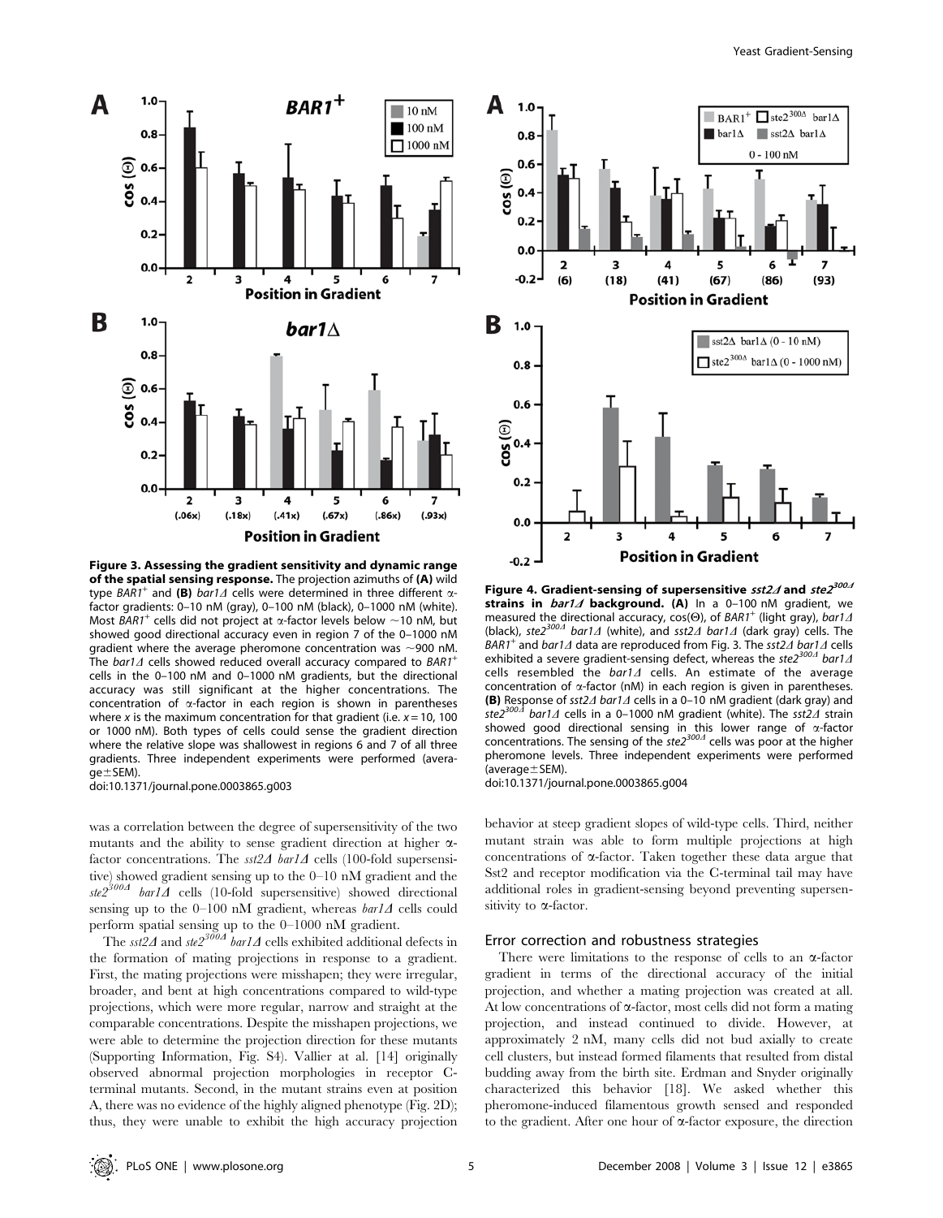**Figure 3. Assessing the gradient sensitivity and dynamic range of the spatial sensing response.** The projection azimuths of **(A)** wild type $BAR1^+$ and **(B)** *bar1Δ* cells were determined in three different α-factor gradients: 0–10 nM (gray), 0–100 nM (black), 0–1000 nM (white). Most $BAR1^+$ cells did not project at α-factor levels below ~10 nM, but showed good directional accuracy even in region 7 of the 0–1000 nM gradient where the average pheromone concentration was ~900 nM. The *bar1Δ* cells showed reduced overall accuracy compared to $BAR1^+$ cells in the 0–100 nM and 0–1000 nM gradients, but the directional accuracy was still significant at the higher concentrations. The concentration of α-factor in each region is shown in parentheses where *x* is the maximum concentration for that gradient (i.e. *x* = 10, 100 or 1000 nM). Both types of cells could sense the gradient direction where the relative slope was shallowest in regions 6 and 7 of all three gradients. Three independent experiments were performed (average±SEM).
doi:10.1371/journal.pone.0003865.g003

**Figure 4. Gradient-sensing of supersensitive *sst2Δ* and *ste2^300Δ* strains in *bar1Δ* background. (A)** In a 0–100 nM gradient, we measured the directional accuracy, cos(Θ), of $BAR1^+$ (light gray), *bar1Δ* (black), *ste2^300Δ bar1Δ* (white), and *sst2Δ bar1Δ* (dark gray) cells. The $BAR1^+$ and *bar1Δ* data are reproduced from Fig. 3. The *sst2Δ bar1Δ* cells exhibited a severe gradient-sensing defect, whereas the *ste2^300Δ bar1Δ* cells resembled the *bar1Δ* cells. An estimate of the average concentration of α-factor (nM) in each region is given in parentheses. **(B)** Response of *sst2Δ bar1Δ* cells in a 0–10 nM gradient (dark gray) and *ste2^300Δ bar1Δ* cells in a 0–1000 nM gradient (white). The *sst2Δ* strain showed good directional sensing in this lower range of α-factor concentrations. The sensing of the *ste2^300Δ* cells was poor at the higher pheromone levels. Three independent experiments were performed (average±SEM).
doi:10.1371/journal.pone.0003865.g004

was a correlation between the degree of supersensitivity of the two mutants and the ability to sense gradient direction at higher α-factor concentrations. The *sst2Δ bar1Δ* cells (100-fold supersensitive) showed gradient sensing up to the 0–10 nM gradient and the *ste2^300Δ bar1Δ* cells (10-fold supersensitive) showed directional sensing up to the 0–100 nM gradient, whereas *bar1Δ* cells could perform spatial sensing up to the 0–1000 nM gradient.

The *sst2Δ* and *ste2^300Δ bar1Δ* cells exhibited additional defects in the formation of mating projections in response to a gradient. First, the mating projections were misshapen; they were irregular, broader, and bent at high concentrations compared to wild-type projections, which were more regular, narrow and straight at the comparable concentrations. Despite the misshapen projections, we were able to determine the projection direction for these mutants (Supporting Information, Fig. S4). Vallier at al. [14] originally observed abnormal projection morphologies in receptor C-terminal mutants. Second, in the mutant strains even at position A, there was no evidence of the highly aligned phenotype (Fig. 2D); thus, they were unable to exhibit the high accuracy projection behavior at steep gradient slopes of wild-type cells. Third, neither mutant strain was able to form multiple projections at high concentrations of α-factor. Taken together these data argue that Sst2 and receptor modification via the C-terminal tail may have additional roles in gradient-sensing beyond preventing supersensitivity to α-factor.

## Error correction and robustness strategies

There were limitations to the response of cells to an α-factor gradient in terms of the directional accuracy of the initial projection, and whether a mating projection was created at all. At low concentrations of α-factor, most cells did not form a mating projection, and instead continued to divide. However, at approximately 2 nM, many cells did not bud axially to create cell clusters, but instead formed filaments that resulted from distal budding away from the birth site. Erdman and Snyder originally characterized this behavior [18]. We asked whether this pheromone-induced filamentous growth sensed and responded to the gradient. After one hour of α-factor exposure, the direction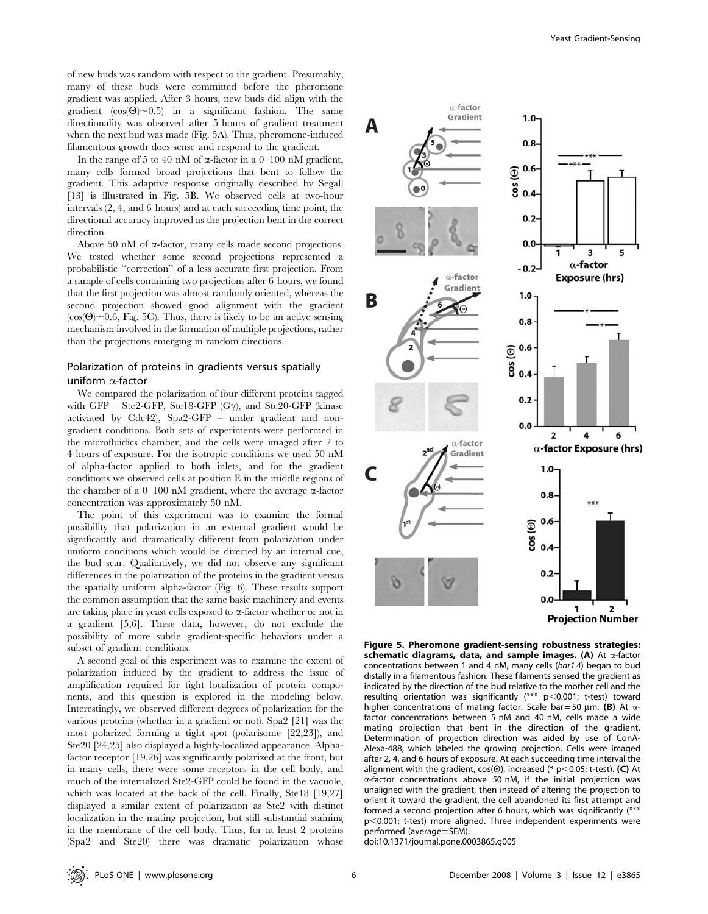of new buds was random with respect to the gradient. Presumably, many of these buds were committed before the pheromone gradient was applied. After 3 hours, new buds did align with the gradient ($\cos(\Theta)\sim0.5$) in a significant fashion. The same directionality was observed after 5 hours of gradient treatment when the next bud was made (Fig. 5A). Thus, pheromone-induced filamentous growth does sense and respond to the gradient.

In the range of 5 to 40 nM of α-factor in a 0–100 nM gradient, many cells formed broad projections that bent to follow the gradient. This adaptive response originally described by Segall [13] is illustrated in Fig. 5B. We observed cells at two-hour intervals (2, 4, and 6 hours) and at each succeeding time point, the directional accuracy improved as the projection bent in the correct direction.

Above 50 nM of α-factor, many cells made second projections. We tested whether some second projections represented a probabilistic "correction" of a less accurate first projection. From a sample of cells containing two projections after 6 hours, we found that the first projection was almost randomly oriented, whereas the second projection showed good alignment with the gradient ($\cos(\Theta)\sim0.6$, Fig. 5C). Thus, there is likely to be an active sensing mechanism involved in the formation of multiple projections, rather than the projections emerging in random directions.

## Polarization of proteins in gradients versus spatially uniform α-factor

We compared the polarization of four different proteins tagged with GFP – Ste2-GFP, Ste18-GFP (Gγ), and Ste20-GFP (kinase activated by Cdc42), Spa2-GFP – under gradient and non-gradient conditions. Both sets of experiments were performed in the microfluidics chamber, and the cells were imaged after 2 to 4 hours of exposure. For the isotropic conditions we used 50 nM of alpha-factor applied to both inlets, and for the gradient conditions we observed cells at position E in the middle regions of the chamber of a 0–100 nM gradient, where the average α-factor concentration was approximately 50 nM.

The point of this experiment was to examine the formal possibility that polarization in an external gradient would be significantly and dramatically different from polarization under uniform conditions which would be directed by an internal cue, the bud scar. Qualitatively, we did not observe any significant differences in the polarization of the proteins in the gradient versus the spatially uniform alpha-factor (Fig. 6). These results support the common assumption that the same basic machinery and events are taking place in yeast cells exposed to α-factor whether or not in a gradient [5,6]. These data, however, do not exclude the possibility of more subtle gradient-specific behaviors under a subset of gradient conditions.

A second goal of this experiment was to examine the extent of polarization induced by the gradient to address the issue of amplification required for tight localization of protein components, and this question is explored in the modeling below. Interestingly, we observed different degrees of polarization for the various proteins (whether in a gradient or not). Spa2 [21] was the most polarized forming a tight spot (polarisome [22,23]), and Ste20 [24,25] also displayed a highly-localized appearance. Alpha-factor receptor [19,26] was significantly polarized at the front, but in many cells, there were some receptors in the cell body, and much of the internalized Ste2-GFP could be found in the vacuole, which was located at the back of the cell. Finally, Ste18 [19,27] displayed a similar extent of polarization as Ste2 with distinct localization in the mating projection, but still substantial staining in the membrane of the cell body. Thus, for at least 2 proteins (Spa2 and Ste20) there was dramatic polarization whose

**Figure 5. Pheromone gradient-sensing robustness strategies: schematic diagrams, data, and sample images.** (A) At α-factor concentrations between 1 and 4 nM, many cells (*bar1Δ*) began to bud distally in a filamentous fashion. These filaments sensed the gradient as indicated by the direction of the bud relative to the mother cell and the resulting orientation was significantly (*** $p<0.001$; t-test) toward higher concentrations of mating factor. Scale bar = 50 µm. (B) At α-factor concentrations between 5 nM and 40 nM, cells made a wide mating projection that bent in the direction of the gradient. Determination of projection direction was aided by use of ConA-Alexa-488, which labeled the growing projection. Cells were imaged after 2, 4, and 6 hours of exposure. At each succeeding time interval the alignment with the gradient, $\cos(\Theta)$, increased (* $p<0.05$; t-test). (C) At α-factor concentrations above 50 nM, if the initial projection was unaligned with the gradient, then instead of altering the projection to orient it toward the gradient, the cell abandoned its first attempt and formed a second projection after 6 hours, which was significantly (*** $p<0.001$; t-test) more aligned. Three independent experiments were performed (average±SEM).
doi:10.1371/journal.pone.0003865.g005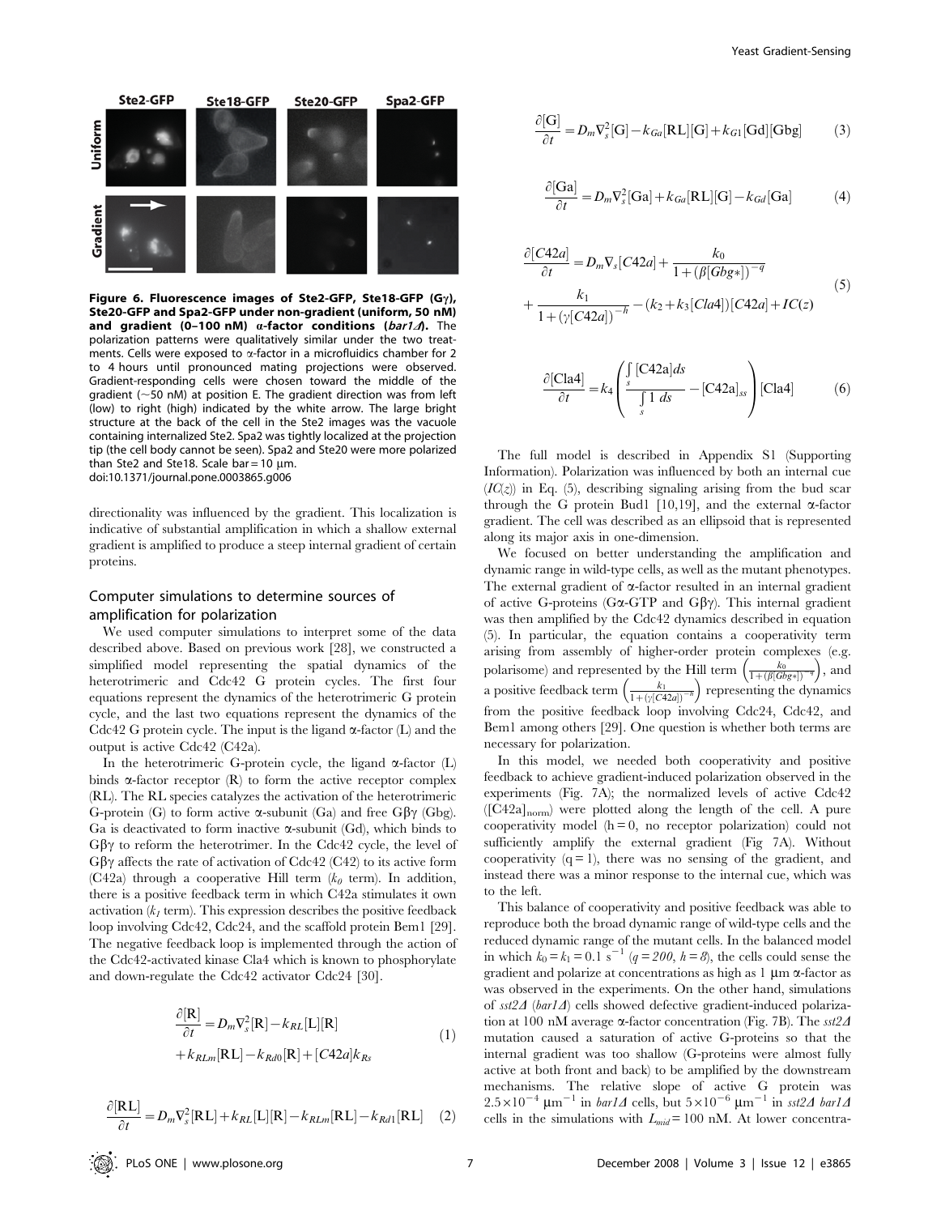**Figure 6. Fluorescence images of Ste2-GFP, Ste18-GFP (Gγ), Ste20-GFP and Spa2-GFP under non-gradient (uniform, 50 nM) and gradient (0–100 nM) α-factor conditions (*bar1Δ*).** The polarization patterns were qualitatively similar under the two treatments. Cells were exposed to α-factor in a microfluidics chamber for 2 to 4 hours until pronounced mating projections were observed. Gradient-responding cells were chosen toward the middle of the gradient (~50 nM) at position E. The gradient direction was from left (low) to right (high) indicated by the white arrow. The large bright structure at the back of the cell in the Ste2 images was the vacuole containing internalized Ste2. Spa2 was tightly localized at the projection tip (the cell body cannot be seen). Spa2 and Ste20 were more polarized than Ste2 and Ste18. Scale bar = 10 μm.
doi:10.1371/journal.pone.0003865.g006

directionality was influenced by the gradient. This localization is indicative of substantial amplification in which a shallow external gradient is amplified to produce a steep internal gradient of certain proteins.

## Computer simulations to determine sources of amplification for polarization

We used computer simulations to interpret some of the data described above. Based on previous work [28], we constructed a simplified model representing the spatial dynamics of the heterotrimeric and Cdc42 G protein cycles. The first four equations represent the dynamics of the heterotrimeric G protein cycle, and the last two equations represent the dynamics of the Cdc42 G protein cycle. The input is the ligand α-factor (L) and the output is active Cdc42 (C42a).

In the heterotrimeric G-protein cycle, the ligand α-factor (L) binds α-factor receptor (R) to form the active receptor complex (RL). The RL species catalyzes the activation of the heterotrimeric G-protein (G) to form active α-subunit (Ga) and free Gβγ (Gbg). Ga is deactivated to form inactive α-subunit (Gd), which binds to Gβγ to reform the heterotrimer. In the Cdc42 cycle, the level of Gβγ affects the rate of activation of Cdc42 (C42) to its active form (C42a) through a cooperative Hill term ($k_0$ term). In addition, there is a positive feedback term in which C42a stimulates it own activation ($k_1$ term). This expression describes the positive feedback loop involving Cdc42, Cdc24, and the scaffold protein Bem1 [29]. The negative feedback loop is implemented through the action of the Cdc42-activated kinase Cla4 which is known to phosphorylate and down-regulate the Cdc42 activator Cdc24 [30].

$$\frac{\partial[\mathrm{R}]}{\partial t} = D_m \nabla_s^2[\mathrm{R}] - k_{RL}[\mathrm{L}][\mathrm{R}] + k_{RLm}[\mathrm{RL}] - k_{Rd0}[\mathrm{R}] + [C42a]k_{Rs} \tag{1}$$

$$\frac{\partial[\mathrm{RL}]}{\partial t} = D_m \nabla_s^2[\mathrm{RL}] + k_{RL}[\mathrm{L}][\mathrm{R}] - k_{RLm}[\mathrm{RL}] - k_{Rd1}[\mathrm{RL}] \tag{2}$$

$$\frac{\partial[\mathrm{G}]}{\partial t} = D_m \nabla_s^2[\mathrm{G}] - k_{Ga}[\mathrm{RL}][\mathrm{G}] + k_{G1}[\mathrm{Gd}][\mathrm{Gbg}] \tag{3}$$

$$\frac{\partial[\mathrm{Ga}]}{\partial t} = D_m \nabla_s^2[\mathrm{Ga}] + k_{Ga}[\mathrm{RL}][\mathrm{G}] - k_{Gd}[\mathrm{Ga}] \tag{4}$$

$$\frac{\partial[C42a]}{\partial t} = D_m \nabla_s[C42a] + \frac{k_0}{1+(\beta[Gbg*])^{-q}} + \frac{k_1}{1+(\gamma[C42a])^{-h}} - (k_2 + k_3[Cla4])[C42a] + IC(z) \tag{5}$$

$$\frac{\partial[\mathrm{Cla4}]}{\partial t} = k_4 \left( \frac{\int_s [\mathrm{C42a}]ds}{\int_s 1\, ds} - [\mathrm{C42a}]_{ss} \right) [\mathrm{Cla4}] \tag{6}$$

The full model is described in Appendix S1 (Supporting Information). Polarization was influenced by both an internal cue ($IC(z)$) in Eq. (5), describing signaling arising from the bud scar through the G protein Bud1 [10,19], and the external α-factor gradient. The cell was described as an ellipsoid that is represented along its major axis in one-dimension.

We focused on better understanding the amplification and dynamic range in wild-type cells, as well as the mutant phenotypes. The external gradient of α-factor resulted in an internal gradient of active G-proteins (Gα-GTP and Gβγ). This internal gradient was then amplified by the Cdc42 dynamics described in equation (5). In particular, the equation contains a cooperativity term arising from assembly of higher-order protein complexes (e.g. polarisome) and represented by the Hill term $\left(\frac{k_0}{1+(\beta[Gbg*])^{-q}}\right)$, and a positive feedback term $\left(\frac{k_1}{1+(\gamma[C42a])^{-h}}\right)$ representing the dynamics from the positive feedback loop involving Cdc24, Cdc42, and Bem1 among others [29]. One question is whether both terms are necessary for polarization.

In this model, we needed both cooperativity and positive feedback to achieve gradient-induced polarization observed in the experiments (Fig. 7A); the normalized levels of active Cdc42 ($[\mathrm{C42a}]_{\mathrm{norm}}$) were plotted along the length of the cell. A pure cooperativity model (h = 0, no receptor polarization) could not sufficiently amplify the external gradient (Fig 7A). Without cooperativity (q = 1), there was no sensing of the gradient, and instead there was a minor response to the internal cue, which was to the left.

This balance of cooperativity and positive feedback was able to reproduce both the broad dynamic range of wild-type cells and the reduced dynamic range of the mutant cells. In the balanced model in which $k_0 = k_1 = 0.1\ \mathrm{s}^{-1}$ ($q = 200$, $h = 8$), the cells could sense the gradient and polarize at concentrations as high as 1 μm α-factor as was observed in the experiments. On the other hand, simulations of *sst2Δ* (*bar1Δ*) cells showed defective gradient-induced polarization at 100 nM average α-factor concentration (Fig. 7B). The *sst2Δ* mutation caused a saturation of active G-proteins so that the internal gradient was too shallow (G-proteins were almost fully active at both front and back) to be amplified by the downstream mechanisms. The relative slope of active G protein was $2.5\times10^{-4}\ \mu\mathrm{m}^{-1}$ in *bar1Δ* cells, but $5\times10^{-6}\ \mu\mathrm{m}^{-1}$ in *sst2Δ bar1Δ* cells in the simulations with $L_{mid} = 100$ nM. At lower concentra-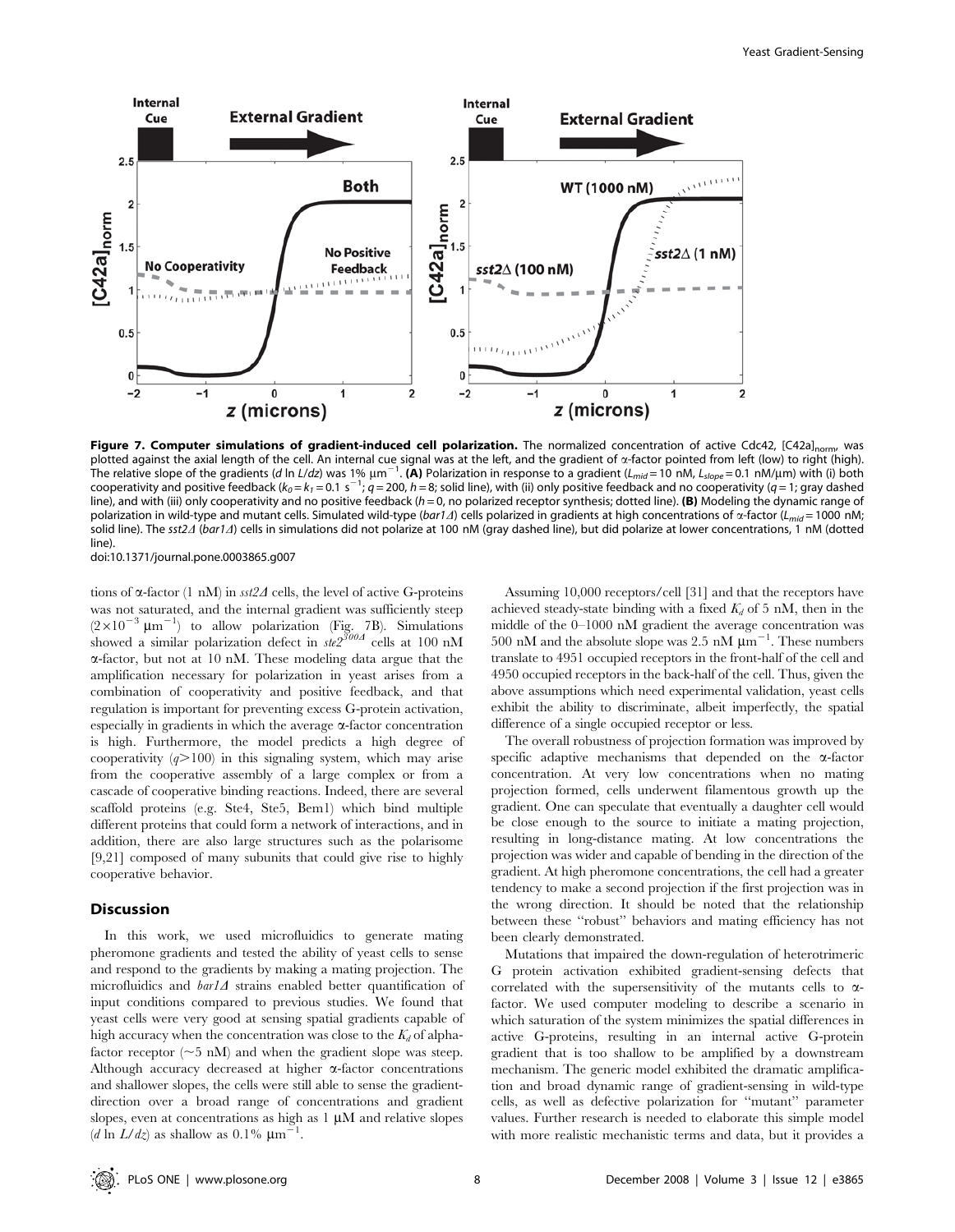**Figure 7. Computer simulations of gradient-induced cell polarization.** The normalized concentration of active Cdc42, $[C42a]_{norm}$, was plotted against the axial length of the cell. An internal cue signal was at the left, and the gradient of α-factor pointed from left (low) to right (high). The relative slope of the gradients ($d \ln L/dz$) was 1% $\mu m^{-1}$. **(A)** Polarization in response to a gradient ($L_{mid}$ = 10 nM, $L_{slope}$ = 0.1 nM/μm) with (i) both cooperativity and positive feedback ($k_0 = k_1 = 0.1\ s^{-1}$; $q = 200$, $h = 8$; solid line), with (ii) only positive feedback and no cooperativity ($q = 1$; gray dashed line), and with (iii) only cooperativity and no positive feedback ($h = 0$, no polarized receptor synthesis; dotted line). **(B)** Modeling the dynamic range of polarization in wild-type and mutant cells. Simulated wild-type (*bar1Δ*) cells polarized in gradients at high concentrations of α-factor ($L_{mid}$ = 1000 nM; solid line). The *sst2Δ* (*bar1Δ*) cells in simulations did not polarize at 100 nM (gray dashed line), but did polarize at lower concentrations, 1 nM (dotted line).
doi:10.1371/journal.pone.0003865.g007

tions of α-factor (1 nM) in *sst2Δ* cells, the level of active G-proteins was not saturated, and the internal gradient was sufficiently steep ($2\times10^{-3}\ \mu m^{-1}$) to allow polarization (Fig. 7B). Simulations showed a similar polarization defect in *ste2^{300Δ}* cells at 100 nM α-factor, but not at 10 nM. These modeling data argue that the amplification necessary for polarization in yeast arises from a combination of cooperativity and positive feedback, and that regulation is important for preventing excess G-protein activation, especially in gradients in which the average α-factor concentration is high. Furthermore, the model predicts a high degree of cooperativity ($q > 100$) in this signaling system, which may arise from the cooperative assembly of a large complex or from a cascade of cooperative binding reactions. Indeed, there are several scaffold proteins (e.g. Ste4, Ste5, Bem1) which bind multiple different proteins that could form a network of interactions, and in addition, there are also large structures such as the polarisome [9,21] composed of many subunits that could give rise to highly cooperative behavior.

## Discussion

In this work, we used microfluidics to generate mating pheromone gradients and tested the ability of yeast cells to sense and respond to the gradients by making a mating projection. The microfluidics and *bar1Δ* strains enabled better quantification of input conditions compared to previous studies. We found that yeast cells were very good at sensing spatial gradients capable of high accuracy when the concentration was close to the $K_d$ of alpha-factor receptor (~5 nM) and when the gradient slope was steep. Although accuracy decreased at higher α-factor concentrations and shallower slopes, the cells were still able to sense the gradient-direction over a broad range of concentrations and gradient slopes, even at concentrations as high as 1 μM and relative slopes ($d \ln L/dz$) as shallow as 0.1% $\mu m^{-1}$.

Assuming 10,000 receptors/cell [31] and that the receptors have achieved steady-state binding with a fixed $K_d$ of 5 nM, then in the middle of the 0–1000 nM gradient the average concentration was 500 nM and the absolute slope was 2.5 nM $\mu m^{-1}$. These numbers translate to 4951 occupied receptors in the front-half of the cell and 4950 occupied receptors in the back-half of the cell. Thus, given the above assumptions which need experimental validation, yeast cells exhibit the ability to discriminate, albeit imperfectly, the spatial difference of a single occupied receptor or less.

The overall robustness of projection formation was improved by specific adaptive mechanisms that depended on the α-factor concentration. At very low concentrations when no mating projection formed, cells underwent filamentous growth up the gradient. One can speculate that eventually a daughter cell would be close enough to the source to initiate a mating projection, resulting in long-distance mating. At low concentrations the projection was wider and capable of bending in the direction of the gradient. At high pheromone concentrations, the cell had a greater tendency to make a second projection if the first projection was in the wrong direction. It should be noted that the relationship between these "robust" behaviors and mating efficiency has not been clearly demonstrated.

Mutations that impaired the down-regulation of heterotrimeric G protein activation exhibited gradient-sensing defects that correlated with the supersensitivity of the mutants cells to α-factor. We used computer modeling to describe a scenario in which saturation of the system minimizes the spatial differences in active G-proteins, resulting in an internal active G-protein gradient that is too shallow to be amplified by a downstream mechanism. The generic model exhibited the dramatic amplification and broad dynamic range of gradient-sensing in wild-type cells, as well as defective polarization for "mutant" parameter values. Further research is needed to elaborate this simple model with more realistic mechanistic terms and data, but it provides a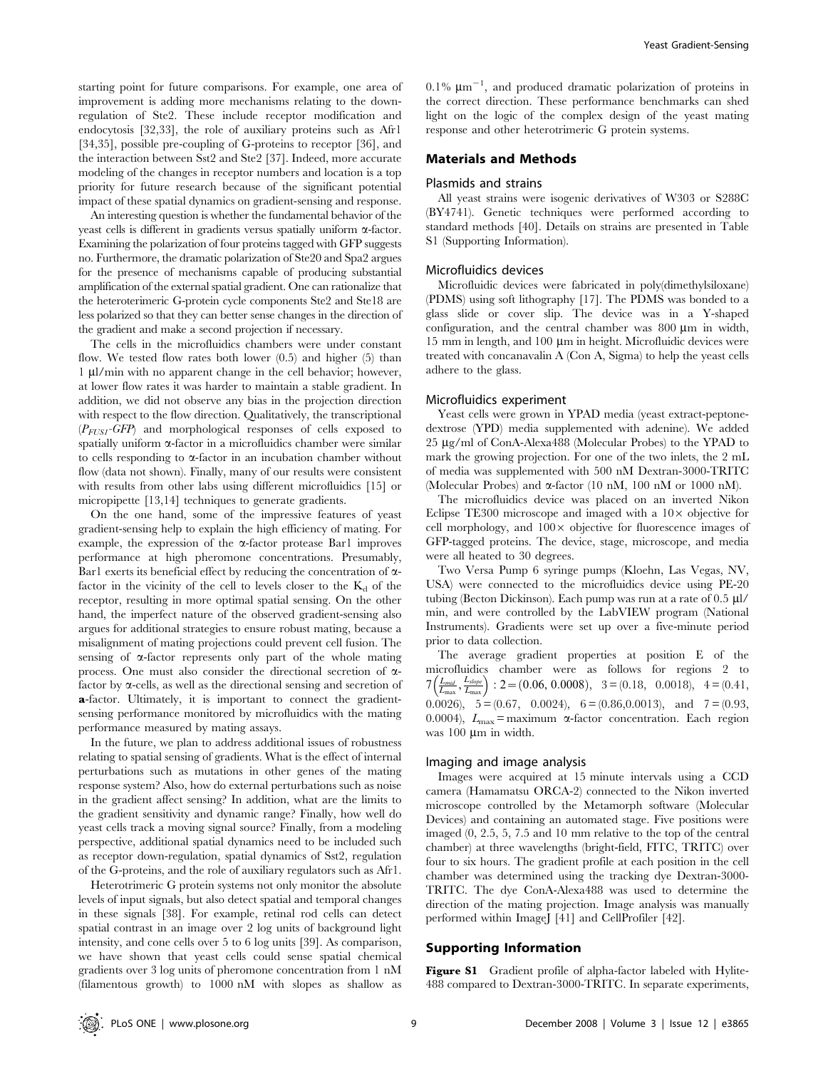starting point for future comparisons. For example, one area of improvement is adding more mechanisms relating to the down-regulation of Ste2. These include receptor modification and endocytosis [32,33], the role of auxiliary proteins such as Afr1 [34,35], possible pre-coupling of G-proteins to receptor [36], and the interaction between Sst2 and Ste2 [37]. Indeed, more accurate modeling of the changes in receptor numbers and location is a top priority for future research because of the significant potential impact of these spatial dynamics on gradient-sensing and response.

An interesting question is whether the fundamental behavior of the yeast cells is different in gradients versus spatially uniform α-factor. Examining the polarization of four proteins tagged with GFP suggests no. Furthermore, the dramatic polarization of Ste20 and Spa2 argues for the presence of mechanisms capable of producing substantial amplification of the external spatial gradient. One can rationalize that the heterotrimeric G-protein cycle components Ste2 and Ste18 are less polarized so that they can better sense changes in the direction of the gradient and make a second projection if necessary.

The cells in the microfluidics chambers were under constant flow. We tested flow rates both lower (0.5) and higher (5) than 1 μl/min with no apparent change in the cell behavior; however, at lower flow rates it was harder to maintain a stable gradient. In addition, we did not observe any bias in the projection direction with respect to the flow direction. Qualitatively, the transcriptional ($P_{FUS1}$-*GFP*) and morphological responses of cells exposed to spatially uniform α-factor in a microfluidics chamber were similar to cells responding to α-factor in an incubation chamber without flow (data not shown). Finally, many of our results were consistent with results from other labs using different microfluidics [15] or micropipette [13,14] techniques to generate gradients.

On the one hand, some of the impressive features of yeast gradient-sensing help to explain the high efficiency of mating. For example, the expression of the α-factor protease Bar1 improves performance at high pheromone concentrations. Presumably, Bar1 exerts its beneficial effect by reducing the concentration of α-factor in the vicinity of the cell to levels closer to the $K_d$ of the receptor, resulting in more optimal spatial sensing. On the other hand, the imperfect nature of the observed gradient-sensing also argues for additional strategies to ensure robust mating, because a misalignment of mating projections could prevent cell fusion. The sensing of α-factor represents only part of the whole mating process. One must also consider the directional secretion of α-factor by α-cells, as well as the directional sensing and secretion of **a**-factor. Ultimately, it is important to connect the gradient-sensing performance monitored by microfluidics with the mating performance measured by mating assays.

In the future, we plan to address additional issues of robustness relating to spatial sensing of gradients. What is the effect of internal perturbations such as mutations in other genes of the mating response system? Also, how do external perturbations such as noise in the gradient affect sensing? In addition, what are the limits to the gradient sensitivity and dynamic range? Finally, how well do yeast cells track a moving signal source? Finally, from a modeling perspective, additional spatial dynamics need to be included such as receptor down-regulation, spatial dynamics of Sst2, regulation of the G-proteins, and the role of auxiliary regulators such as Afr1.

Heterotrimeric G protein systems not only monitor the absolute levels of input signals, but also detect spatial and temporal changes in these signals [38]. For example, retinal rod cells can detect spatial contrast in an image over 2 log units of background light intensity, and cone cells over 5 to 6 log units [39]. As comparison, we have shown that yeast cells could sense spatial chemical gradients over 3 log units of pheromone concentration from 1 nM (filamentous growth) to 1000 nM with slopes as shallow as $0.1\%\ \mu m^{-1}$, and produced dramatic polarization of proteins in the correct direction. These performance benchmarks can shed light on the logic of the complex design of the yeast mating response and other heterotrimeric G protein systems.

## Materials and Methods

### Plasmids and strains

All yeast strains were isogenic derivatives of W303 or S288C (BY4741). Genetic techniques were performed according to standard methods [40]. Details on strains are presented in Table S1 (Supporting Information).

### Microfluidics devices

Microfluidic devices were fabricated in poly(dimethylsiloxane) (PDMS) using soft lithography [17]. The PDMS was bonded to a glass slide or cover slip. The device was in a Y-shaped configuration, and the central chamber was 800 μm in width, 15 mm in length, and 100 μm in height. Microfluidic devices were treated with concanavalin A (Con A, Sigma) to help the yeast cells adhere to the glass.

### Microfluidics experiment

Yeast cells were grown in YPAD media (yeast extract-peptone-dextrose (YPD) media supplemented with adenine). We added 25 μg/ml of ConA-Alexa488 (Molecular Probes) to the YPAD to mark the growing projection. For one of the two inlets, the 2 mL of media was supplemented with 500 nM Dextran-3000-TRITC (Molecular Probes) and α-factor (10 nM, 100 nM or 1000 nM).

The microfluidics device was placed on an inverted Nikon Eclipse TE300 microscope and imaged with a 10× objective for cell morphology, and 100× objective for fluorescence images of GFP-tagged proteins. The device, stage, microscope, and media were all heated to 30 degrees.

Two Versa Pump 6 syringe pumps (Kloehn, Las Vegas, NV, USA) were connected to the microfluidics device using PE-20 tubing (Becton Dickinson). Each pump was run at a rate of 0.5 μl/min, and were controlled by the LabVIEW program (National Instruments). Gradients were set up over a five-minute period prior to data collection.

The average gradient properties at position E of the microfluidics chamber were as follows for regions 2 to $7\left(\frac{L_{mid}}{L_{\max}}, \frac{L_{slope}}{L_{\max}}\right)$ : 2 = (0.06, 0.0008), 3 = (0.18, 0.0018), 4 = (0.41, 0.0026), 5 = (0.67, 0.0024), 6 = (0.86,0.0013), and 7 = (0.93, 0.0004), $L_{\max}$ = maximum α-factor concentration. Each region was 100 μm in width.

### Imaging and image analysis

Images were acquired at 15 minute intervals using a CCD camera (Hamamatsu ORCA-2) connected to the Nikon inverted microscope controlled by the Metamorph software (Molecular Devices) and containing an automated stage. Five positions were imaged (0, 2.5, 5, 7.5 and 10 mm relative to the top of the central chamber) at three wavelengths (bright-field, FITC, TRITC) over four to six hours. The gradient profile at each position in the cell chamber was determined using the tracking dye Dextran-3000-TRITC. The dye ConA-Alexa488 was used to determine the direction of the mating projection. Image analysis was manually performed within ImageJ [41] and CellProfiler [42].

## Supporting Information

**Figure S1** Gradient profile of alpha-factor labeled with Hylite-488 compared to Dextran-3000-TRITC. In separate experiments,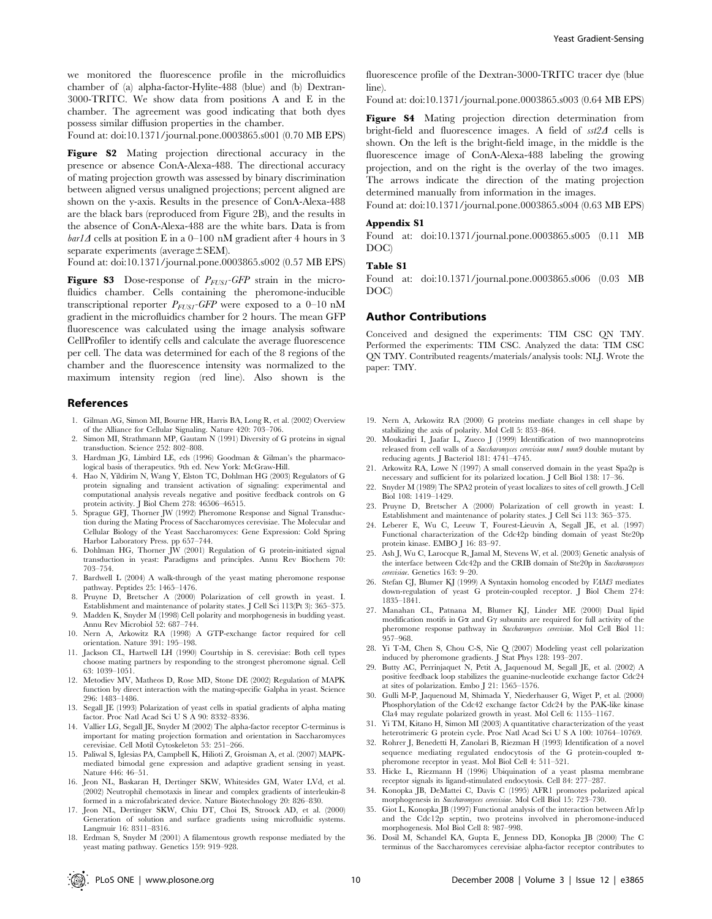we monitored the fluorescence profile in the microfluidics chamber of (a) alpha-factor-Hylite-488 (blue) and (b) Dextran-3000-TRITC. We show data from positions A and E in the chamber. The agreement was good indicating that both dyes possess similar diffusion properties in the chamber.

Found at: doi:10.1371/journal.pone.0003865.s001 (0.70 MB EPS)

**Figure S2** Mating projection directional accuracy in the presence or absence ConA-Alexa-488. The directional accuracy of mating projection growth was assessed by binary discrimination between aligned versus unaligned projections; percent aligned are shown on the y-axis. Results in the presence of ConA-Alexa-488 are the black bars (reproduced from Figure 2B), and the results in the absence of ConA-Alexa-488 are the white bars. Data is from *bar1Δ* cells at position E in a 0–100 nM gradient after 4 hours in 3 separate experiments (average±SEM).

Found at: doi:10.1371/journal.pone.0003865.s002 (0.57 MB EPS)

**Figure S3** Dose-response of $P_{FUS1}$-*GFP* strain in the microfluidics chamber. Cells containing the pheromone-inducible transcriptional reporter $P_{FUS1}$-*GFP* were exposed to a 0–10 nM gradient in the microfluidics chamber for 2 hours. The mean GFP fluorescence was calculated using the image analysis software CellProfiler to identify cells and calculate the average fluorescence per cell. The data was determined for each of the 8 regions of the chamber and the fluorescence intensity was normalized to the maximum intensity region (red line). Also shown is the fluorescence profile of the Dextran-3000-TRITC tracer dye (blue line).

Found at: doi:10.1371/journal.pone.0003865.s003 (0.64 MB EPS)

**Figure S4** Mating projection direction determination from bright-field and fluorescence images. A field of *sst2Δ* cells is shown. On the left is the bright-field image, in the middle is the fluorescence image of ConA-Alexa-488 labeling the growing projection, and on the right is the overlay of the two images. The arrows indicate the direction of the mating projection determined manually from information in the images.

Found at: doi:10.1371/journal.pone.0003865.s004 (0.63 MB EPS)

**Appendix S1**

Found at: doi:10.1371/journal.pone.0003865.s005 (0.11 MB DOC)

**Table S1**

Found at: doi:10.1371/journal.pone.0003865.s006 (0.03 MB DOC)

## Author Contributions

Conceived and designed the experiments: TIM CSC QN TMY. Performed the experiments: TIM CSC. Analyzed the data: TIM CSC QN TMY. Contributed reagents/materials/analysis tools: NLJ. Wrote the paper: TMY.

## References

1. Gilman AG, Simon MI, Bourne HR, Harris BA, Long R, et al. (2002) Overview of the Alliance for Cellular Signaling. Nature 420: 703–706.
2. Simon MI, Strathmann MP, Gautam N (1991) Diversity of G proteins in signal transduction. Science 252: 802–808.
3. Hardman JG, Limbird LE, eds (1996) Goodman & Gilman's the pharmacological basis of therapeutics. 9th ed. New York: McGraw-Hill.
4. Hao N, Yildirim N, Wang Y, Elston TC, Dohlman HG (2003) Regulators of G protein signaling and transient activation of signaling: experimental and computational analysis reveals negative and positive feedback controls on G protein activity. J Biol Chem 278: 46506–46515.
5. Sprague GFJ, Thorner JW (1992) Pheromone Response and Signal Transduction during the Mating Process of Saccharomyces cerevisiae. The Molecular and Cellular Biology of the Yeast Saccharomyces: Gene Expression: Cold Spring Harbor Laboratory Press. pp 657–744.
6. Dohlman HG, Thorner JW (2001) Regulation of G protein-initiated signal transduction in yeast: Paradigms and principles. Annu Rev Biochem 70: 703–754.
7. Bardwell L (2004) A walk-through of the yeast mating pheromone response pathway. Peptides 25: 1465–1476.
8. Pruyne D, Bretscher A (2000) Polarization of cell growth in yeast. I. Establishment and maintenance of polarity states. J Cell Sci 113(Pt 3): 365–375.
9. Madden K, Snyder M (1998) Cell polarity and morphogenesis in budding yeast. Annu Rev Microbiol 52: 687–744.
10. Nern A, Arkowitz RA (1998) A GTP-exchange factor required for cell orientation. Nature 391: 195–198.
11. Jackson CL, Hartwell LH (1990) Courtship in S. cerevisiae: Both cell types choose mating partners by responding to the strongest pheromone signal. Cell 63: 1039–1051.
12. Metodiev MV, Matheos D, Rose MD, Stone DE (2002) Regulation of MAPK function by direct interaction with the mating-specific Galpha in yeast. Science 296: 1483–1486.
13. Segall JE (1993) Polarization of yeast cells in spatial gradients of alpha mating factor. Proc Natl Acad Sci U S A 90: 8332–8336.
14. Vallier LG, Segall JE, Snyder M (2002) The alpha-factor receptor C-terminus is important for mating projection formation and orientation in Saccharomyces cerevisiae. Cell Motil Cytoskeleton 53: 251–266.
15. Paliwal S, Iglesias PA, Campbell K, Hilioti Z, Groisman A, et al. (2007) MAPK-mediated bimodal gene expression and adaptive gradient sensing in yeast. Nature 446: 46–51.
16. Jeon NL, Baskaran H, Dertinger SKW, Whitesides GM, Water LVd, et al. (2002) Neutrophil chemotaxis in linear and complex gradients of interleukin-8 formed in a microfabricated device. Nature Biotechnology 20: 826–830.
17. Jeon NL, Dertinger SKW, Chiu DT, Choi IS, Stroock AD, et al. (2000) Generation of solution and surface gradients using microfluidic systems. Langmuir 16: 8311–8316.
18. Erdman S, Snyder M (2001) A filamentous growth response mediated by the yeast mating pathway. Genetics 159: 919–928.
19. Nern A, Arkowitz RA (2000) G proteins mediate changes in cell shape by stabilizing the axis of polarity. Mol Cell 5: 853–864.
20. Moukadiri I, Jaafar L, Zueco J (1999) Identification of two mannoproteins released from cell walls of a *Saccharomyces cerevisiae mnn1 mnn9* double mutant by reducing agents. J Bacteriol 181: 4741–4745.
21. Arkowitz RA, Lowe N (1997) A small conserved domain in the yeast Spa2p is necessary and sufficient for its polarized location. J Cell Biol 138: 17–36.
22. Snyder M (1989) The SPA2 protein of yeast localizes to sites of cell growth. J Cell Biol 108: 1419–1429.
23. Pruyne D, Bretscher A (2000) Polarization of cell growth in yeast: I. Establishment and maintenance of polarity states. J Cell Sci 113: 365–375.
24. Leberer E, Wu C, Leeuw T, Fourest-Lieuvin A, Segall JE, et al. (1997) Functional characterization of the Cdc42p binding domain of yeast Ste20p protein kinase. EMBO J 16: 83–97.
25. Ash J, Wu C, Larocque R, Jamal M, Stevens W, et al. (2003) Genetic analysis of the interface between Cdc42p and the CRIB domain of Ste20p in *Saccharomyces cerevisiae*. Genetics 163: 9–20.
26. Stefan CJ, Blumer KJ (1999) A Syntaxin homolog encoded by *VAM3* mediates down-regulation of yeast G protein-coupled receptor. J Biol Chem 274: 1835–1841.
27. Manahan CL, Patnana M, Blumer KJ, Linder ME (2000) Dual lipid modification motifs in Gα and Gγ subunits are required for full activity of the pheromone response pathway in *Saccharomyces cerevisiae*. Mol Cell Biol 11: 957–968.
28. Yi T-M, Chen S, Chou C-S, Nie Q (2007) Modeling yeast cell polarization induced by pheromone gradients. J Stat Phys 128: 193–207.
29. Butty AC, Perrinjaquet N, Petit A, Jaquenoud M, Segall JE, et al. (2002) A positive feedback loop stabilizes the guanine-nucleotide exchange factor Cdc24 at sites of polarization. Embo J 21: 1565–1576.
30. Gulli M-P, Jaquenoud M, Shimada Y, Niederhauser G, Wiget P, et al. (2000) Phosphorylation of the Cdc42 exchange factor Cdc24 by the PAK-like kinase Cla4 may regulate polarized growth in yeast. Mol Cell 6: 1155–1167.
31. Yi TM, Kitano H, Simon MI (2003) A quantitative characterization of the yeast heterotrimeric G protein cycle. Proc Natl Acad Sci U S A 100: 10764–10769.
32. Rohrer J, Benedetti H, Zanolari B, Riezman H (1993) Identification of a novel sequence mediating regulated endocytosis of the G protein-coupled α-pheromone receptor in yeast. Mol Biol Cell 4: 511–521.
33. Hicke L, Riezmann H (1996) Ubiquination of a yeast plasma membrane receptor signals its ligand-stimulated endocytosis. Cell 84: 277–287.
34. Konopka JB, DeMattei C, Davis C (1995) AFR1 promotes polarized apical morphogenesis in *Saccharomyces cerevisiae*. Mol Cell Biol 15: 723–730.
35. Giot L, Konopka JB (1997) Functional analysis of the interaction between Afr1p and the Cdc12p septin, two proteins involved in pheromone-induced morphogenesis. Mol Biol Cell 8: 987–998.
36. Dosil M, Schandel KA, Gupta E, Jenness DD, Konopka JB (2000) The C terminus of the Saccharomyces cerevisiae alpha-factor receptor contributes to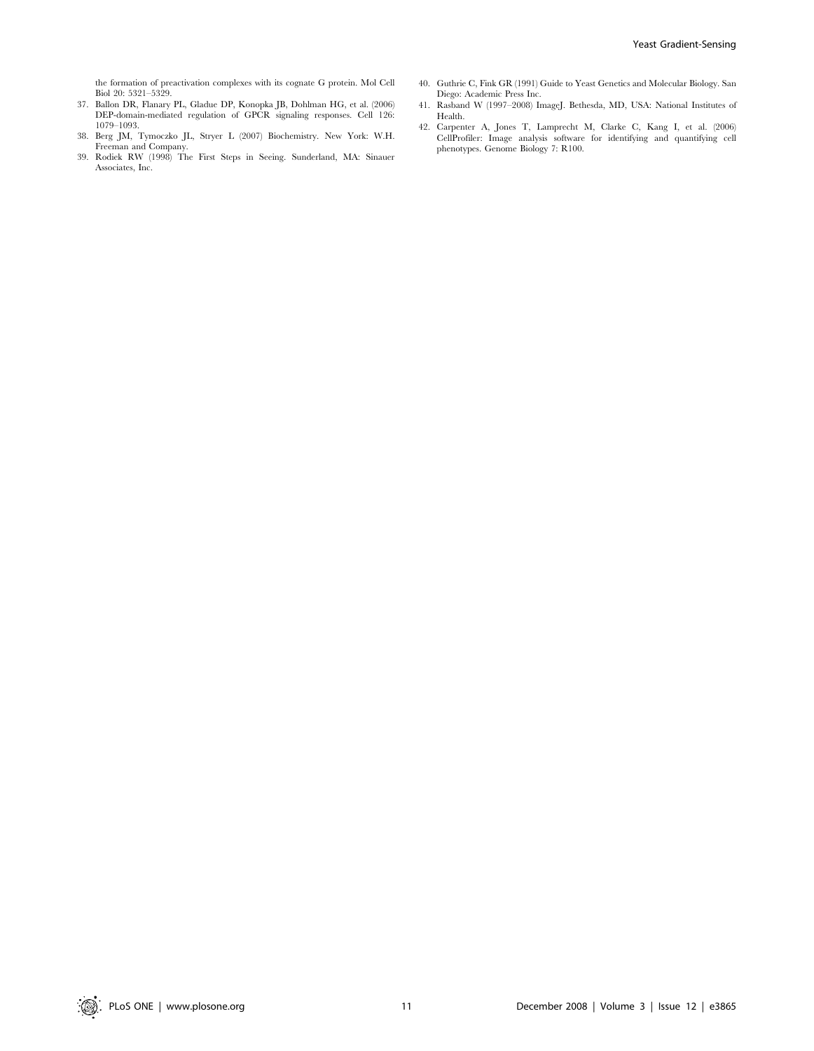the formation of preactivation complexes with its cognate G protein. Mol Cell Biol 20: 5321–5329.

37. Ballon DR, Flanary PL, Gladue DP, Konopka JB, Dohlman HG, et al. (2006) DEP-domain-mediated regulation of GPCR signaling responses. Cell 126: 1079–1093.
38. Berg JM, Tymoczko JL, Stryer L (2007) Biochemistry. New York: W.H. Freeman and Company.
39. Rodiek RW (1998) The First Steps in Seeing. Sunderland, MA: Sinauer Associates, Inc.
40. Guthrie C, Fink GR (1991) Guide to Yeast Genetics and Molecular Biology. San Diego: Academic Press Inc.
41. Rasband W (1997–2008) ImageJ. Bethesda, MD, USA: National Institutes of Health.
42. Carpenter A, Jones T, Lamprecht M, Clarke C, Kang I, et al. (2006) CellProfiler: Image analysis software for identifying and quantifying cell phenotypes. Genome Biology 7: R100.